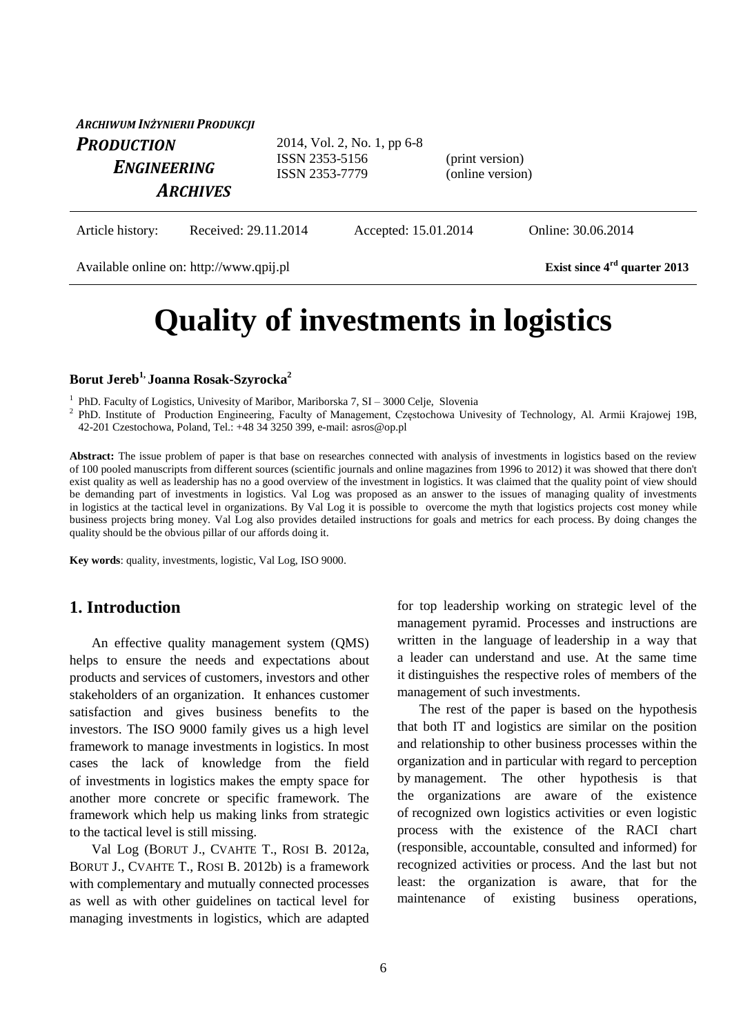*ARCHIWUM INŻYNIERII PRODUKCJI*

***PRODUCTION ENGINEERING ARCHIVES***

2014, Vol. 2, No. 1, pp 6-8
ISSN 2353-5156 (print version)
ISSN 2353-7779 (online version)

Article history: Received: 29.11.2014 Accepted: 15.01.2014 Online: 30.06.2014

Available online on: http://www.qpij.pl **Exist since 4rd quarter 2013**

# Quality of investments in logistics

**Borut Jereb[1], Joanna Rosak-Szyrocka[2]**

[1] PhD. Faculty of Logistics, Univesity of Maribor, Mariborska 7, SI – 3000 Celje, Slovenia
[2] PhD. Institute of Production Engineering, Faculty of Management, Częstochowa Univesity of Technology, Al. Armii Krajowej 19B, 42-201 Czestochowa, Poland, Tel.: +48 34 3250 399, e-mail: asros@op.pl

**Abstract:** The issue problem of paper is that base on researches connected with analysis of investments in logistics based on the review of 100 pooled manuscripts from different sources (scientific journals and online magazines from 1996 to 2012) it was showed that there don't exist quality as well as leadership has no a good overview of the investment in logistics. It was claimed that the quality point of view should be demanding part of investments in logistics. Val Log was proposed as an answer to the issues of managing quality of investments in logistics at the tactical level in organizations. By Val Log it is possible to overcome the myth that logistics projects cost money while business projects bring money. Val Log also provides detailed instructions for goals and metrics for each process. By doing changes the quality should be the obvious pillar of our affords doing it.

**Key words**: quality, investments, logistic, Val Log, ISO 9000.

## 1. Introduction

An effective quality management system (QMS) helps to ensure the needs and expectations about products and services of customers, investors and other stakeholders of an organization. It enhances customer satisfaction and gives business benefits to the investors. The ISO 9000 family gives us a high level framework to manage investments in logistics. In most cases the lack of knowledge from the field of investments in logistics makes the empty space for another more concrete or specific framework. The framework which help us making links from strategic to the tactical level is still missing.

Val Log (BORUT J., CVAHTE T., ROSI B. 2012a, BORUT J., CVAHTE T., ROSI B. 2012b) is a framework with complementary and mutually connected processes as well as with other guidelines on tactical level for managing investments in logistics, which are adapted for top leadership working on strategic level of the management pyramid. Processes and instructions are written in the language of leadership in a way that a leader can understand and use. At the same time it distinguishes the respective roles of members of the management of such investments.

The rest of the paper is based on the hypothesis that both IT and logistics are similar on the position and relationship to other business processes within the organization and in particular with regard to perception by management. The other hypothesis is that the organizations are aware of the existence of recognized own logistics activities or even logistic process with the existence of the RACI chart (responsible, accountable, consulted and informed) for recognized activities or process. And the last but not least: the organization is aware, that for the maintenance of existing business operations,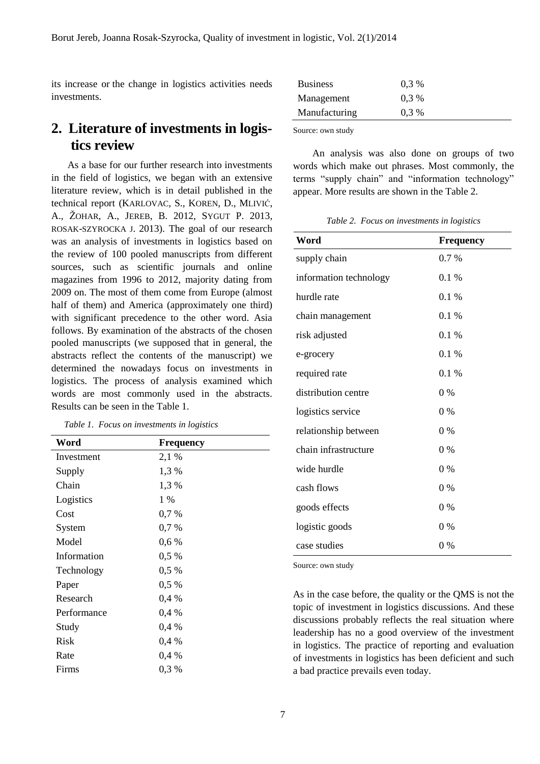its increase or the change in logistics activities needs investments.

## 2. Literature of investments in logistics review

As a base for our further research into investments in the field of logistics, we began with an extensive literature review, which is in detail published in the technical report (KARLOVAC, S., KOREN, D., MLIVIĆ, A., ŽOHAR, A., JEREB, B. 2012, SYGUT P. 2013, ROSAK-SZYROCKA J. 2013). The goal of our research was an analysis of investments in logistics based on the review of 100 pooled manuscripts from different sources, such as scientific journals and online magazines from 1996 to 2012, majority dating from 2009 on. The most of them come from Europe (almost half of them) and America (approximately one third) with significant precedence to the other word. Asia follows. By examination of the abstracts of the chosen pooled manuscripts (we supposed that in general, the abstracts reflect the contents of the manuscript) we determined the nowadays focus on investments in logistics. The process of analysis examined which words are most commonly used in the abstracts. Results can be seen in the Table 1.

*Table 1. Focus on investments in logistics*

| Word | Frequency |
|---|---|
| Investment | 2,1 % |
| Supply | 1,3 % |
| Chain | 1,3 % |
| Logistics | 1 % |
| Cost | 0,7 % |
| System | 0,7 % |
| Model | 0,6 % |
| Information | 0,5 % |
| Technology | 0,5 % |
| Paper | 0,5 % |
| Research | 0,4 % |
| Performance | 0,4 % |
| Study | 0,4 % |
| Risk | 0,4 % |
| Rate | 0,4 % |
| Firms | 0,3 % |
| Business | 0,3 % |
| Management | 0,3 % |
| Manufacturing | 0,3 % |

Source: own study

An analysis was also done on groups of two words which make out phrases. Most commonly, the terms "supply chain" and "information technology" appear. More results are shown in the Table 2.

*Table 2. Focus on investments in logistics*

| Word | Frequency |
|---|---|
| supply chain | 0.7 % |
| information technology | 0.1 % |
| hurdle rate | 0.1 % |
| chain management | 0.1 % |
| risk adjusted | 0.1 % |
| e-grocery | 0.1 % |
| required rate | 0.1 % |
| distribution centre | 0 % |
| logistics service | 0 % |
| relationship between | 0 % |
| chain infrastructure | 0 % |
| wide hurdle | 0 % |
| cash flows | 0 % |
| goods effects | 0 % |
| logistic goods | 0 % |
| case studies | 0 % |

Source: own study

As in the case before, the quality or the QMS is not the topic of investment in logistics discussions. And these discussions probably reflects the real situation where leadership has no a good overview of the investment in logistics. The practice of reporting and evaluation of investments in logistics has been deficient and such a bad practice prevails even today.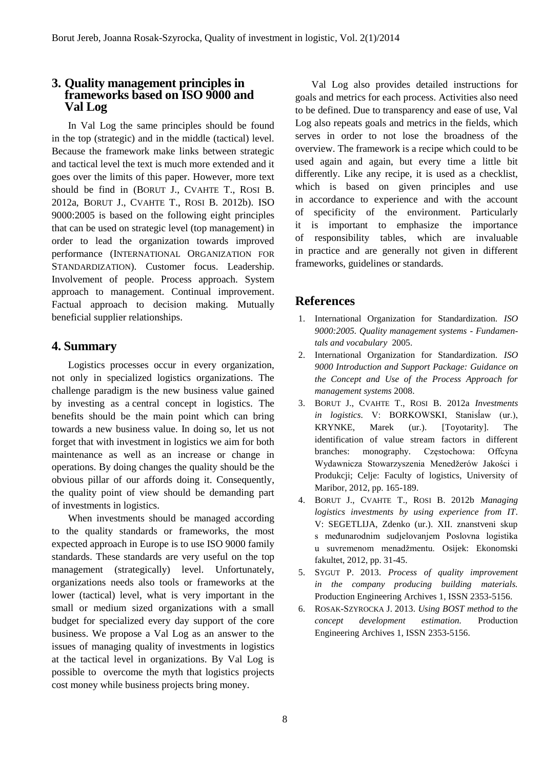## 3. Quality management principles in frameworks based on ISO 9000 and Val Log

In Val Log the same principles should be found in the top (strategic) and in the middle (tactical) level. Because the framework make links between strategic and tactical level the text is much more extended and it goes over the limits of this paper. However, more text should be find in (BORUT J., CVAHTE T., ROSI B. 2012a, BORUT J., CVAHTE T., ROSI B. 2012b). ISO 9000:2005 is based on the following eight principles that can be used on strategic level (top management) in order to lead the organization towards improved performance (INTERNATIONAL ORGANIZATION FOR STANDARDIZATION). Customer focus. Leadership. Involvement of people. Process approach. System approach to management. Continual improvement. Factual approach to decision making. Mutually beneficial supplier relationships.

## 4. Summary

Logistics processes occur in every organization, not only in specialized logistics organizations. The challenge paradigm is the new business value gained by investing as a central concept in logistics. The benefits should be the main point which can bring towards a new business value. In doing so, let us not forget that with investment in logistics we aim for both maintenance as well as an increase or change in operations. By doing changes the quality should be the obvious pillar of our affords doing it. Consequently, the quality point of view should be demanding part of investments in logistics.

When investments should be managed according to the quality standards or frameworks, the most expected approach in Europe is to use ISO 9000 family standards. These standards are very useful on the top management (strategically) level. Unfortunately, organizations needs also tools or frameworks at the lower (tactical) level, what is very important in the small or medium sized organizations with a small budget for specialized every day support of the core business. We propose a Val Log as an answer to the issues of managing quality of investments in logistics at the tactical level in organizations. By Val Log is possible to overcome the myth that logistics projects cost money while business projects bring money.

Val Log also provides detailed instructions for goals and metrics for each process. Activities also need to be defined. Due to transparency and ease of use, Val Log also repeats goals and metrics in the fields, which serves in order to not lose the broadness of the overview. The framework is a recipe which could to be used again and again, but every time a little bit differently. Like any recipe, it is used as a checklist, which is based on given principles and use in accordance to experience and with the account of specificity of the environment. Particularly it is important to emphasize the importance of responsibility tables, which are invaluable in practice and are generally not given in different frameworks, guidelines or standards.

## References

1. International Organization for Standardization. *ISO 9000:2005. Quality management systems - Fundamentals and vocabulary* 2005.
2. International Organization for Standardization. *ISO 9000 Introduction and Support Package: Guidance on the Concept and Use of the Process Approach for management systems* 2008.
3. BORUT J., CVAHTE T., ROSI B. 2012a *Investments in logistics*. V: BORKOWSKI, Stanisĺaw (ur.), KRYNKE, Marek (ur.). [Toyotarity]. The identification of value stream factors in different branches: monography. Częstochowa: Offcyna Wydawnicza Stowarzyszenia Menedżerów Jakości i Produkcji; Celje: Faculty of logistics, University of Maribor, 2012, pp. 165-189.
4. BORUT J., CVAHTE T., ROSI B. 2012b *Managing logistics investments by using experience from IT*. V: SEGETLIJA, Zdenko (ur.). XII. znanstveni skup s međunarodnim sudjelovanjem Poslovna logistika u suvremenom menadžmentu. Osijek: Ekonomski fakultet, 2012, pp. 31-45.
5. SYGUT P. 2013. *Process of quality improvement in the company producing building materials.* Production Engineering Archives 1, ISSN 2353-5156.
6. ROSAK-SZYROCKA J. 2013. *Using BOST method to the concept development estimation.* Production Engineering Archives 1, ISSN 2353-5156.